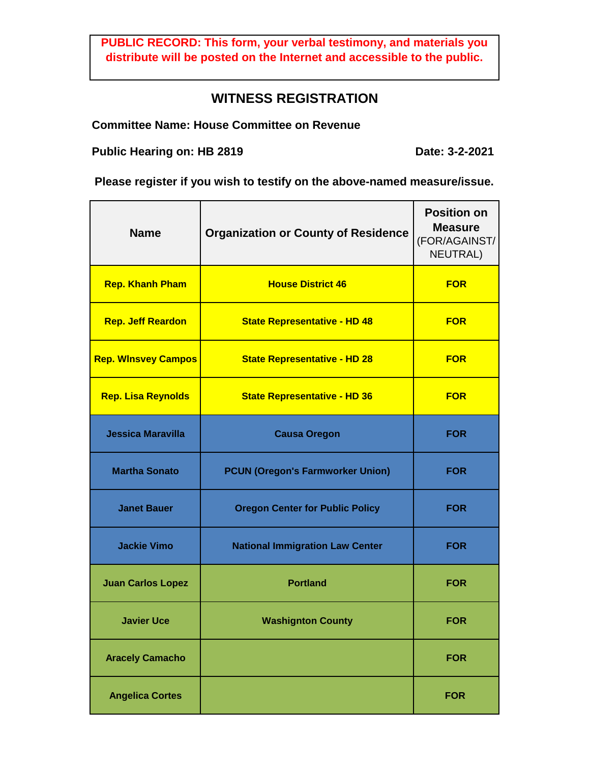**PUBLIC RECORD: This form, your verbal testimony, and materials you distribute will be posted on the Internet and accessible to the public.**

# WITNESS REGISTRATION

**Committee Name: House Committee on Revenue**

**Public Hearing on: HB 2819** **Date: 3-2-2021**

**Please register if you wish to testify on the above-named measure/issue.**

| Name | Organization or County of Residence | Position on Measure (FOR/AGAINST/ NEUTRAL) |
|---|---|---|
| Rep. Khanh Pham | House District 46 | FOR |
| Rep. Jeff Reardon | State Representative - HD 48 | FOR |
| Rep. WInsvey Campos | State Representative - HD 28 | FOR |
| Rep. Lisa Reynolds | State Representative - HD 36 | FOR |
| Jessica Maravilla | Causa Oregon | FOR |
| Martha Sonato | PCUN (Oregon's Farmworker Union) | FOR |
| Janet Bauer | Oregon Center for Public Policy | FOR |
| Jackie Vimo | National Immigration Law Center | FOR |
| Juan Carlos Lopez | Portland | FOR |
| Javier Uce | Washignton County | FOR |
| Aracely Camacho | | FOR |
| Angelica Cortes | | FOR |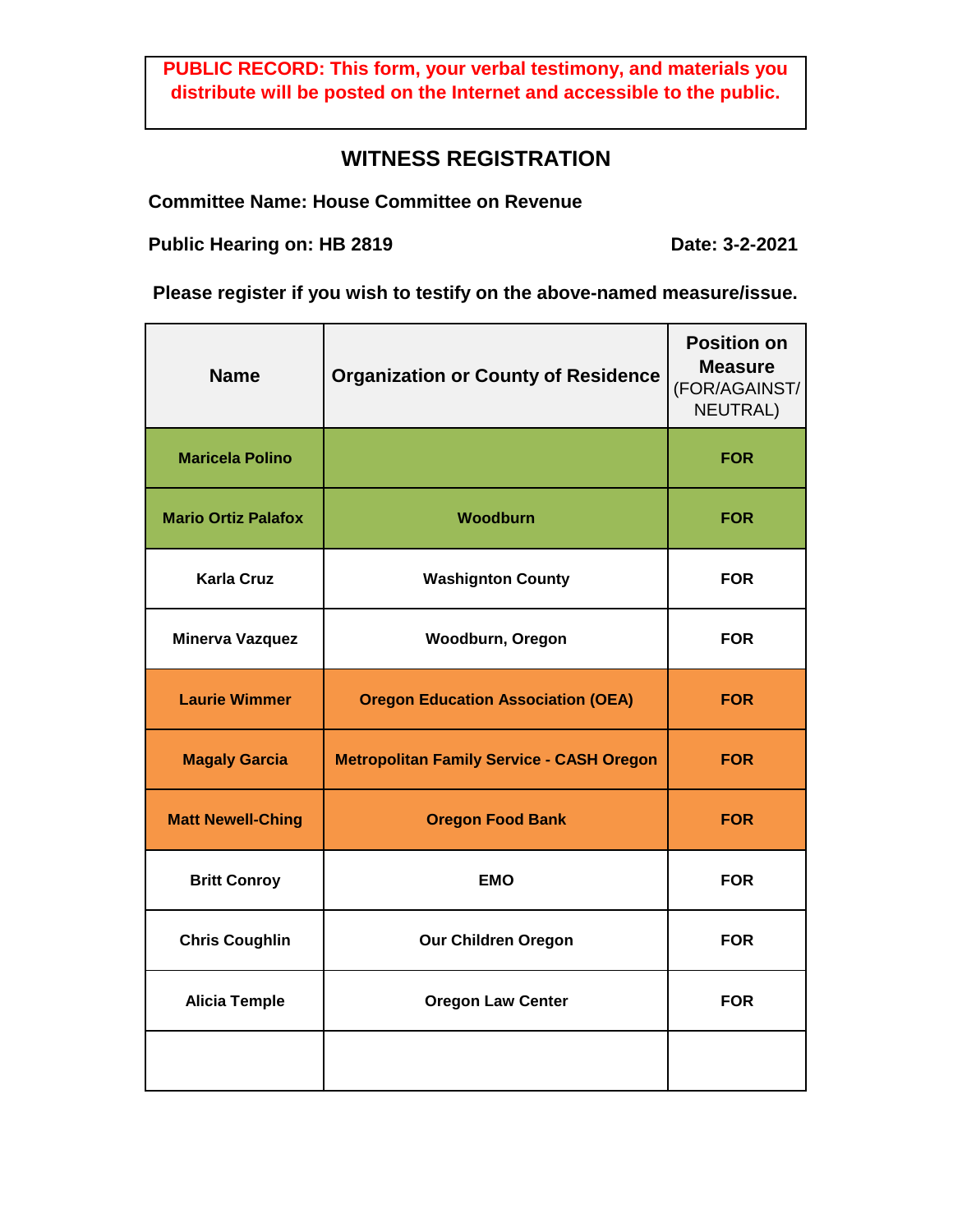**PUBLIC RECORD: This form, your verbal testimony, and materials you distribute will be posted on the Internet and accessible to the public.**

## WITNESS REGISTRATION

**Committee Name: House Committee on Revenue**

**Public Hearing on: HB 2819** **Date: 3-2-2021**

**Please register if you wish to testify on the above-named measure/issue.**

| Name | Organization or County of Residence | Position on Measure (FOR/AGAINST/ NEUTRAL) |
|---|---|---|
| Maricela Polino | | FOR |
| Mario Ortiz Palafox | Woodburn | FOR |
| Karla Cruz | Washignton County | FOR |
| Minerva Vazquez | Woodburn, Oregon | FOR |
| Laurie Wimmer | Oregon Education Association (OEA) | FOR |
| Magaly Garcia | Metropolitan Family Service - CASH Oregon | FOR |
| Matt Newell-Ching | Oregon Food Bank | FOR |
| Britt Conroy | EMO | FOR |
| Chris Coughlin | Our Children Oregon | FOR |
| Alicia Temple | Oregon Law Center | FOR |
| | | |